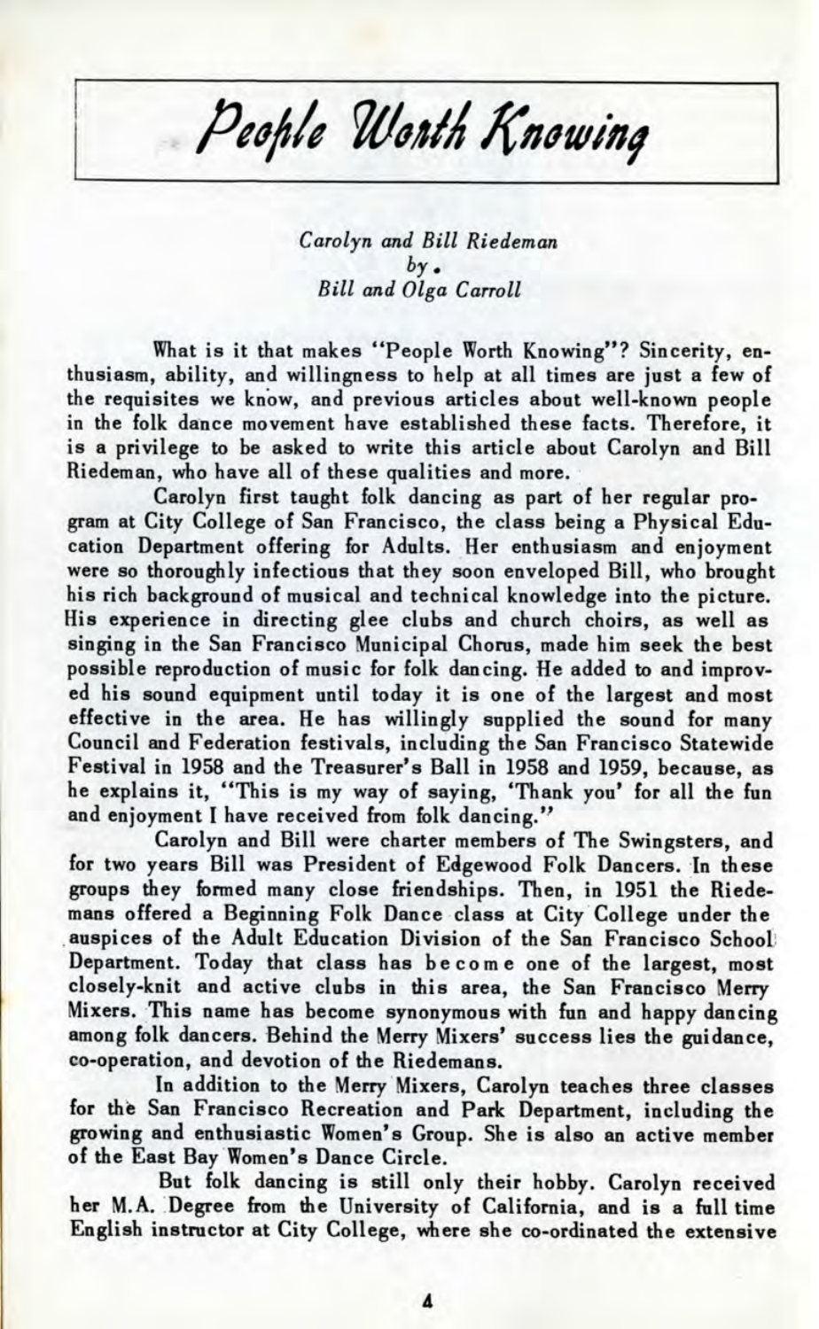# People Worth Knowing

*Carolyn and Bill Riedeman*
*by*
*Bill and Olga Carroll*

What is it that makes "People Worth Knowing"? Sincerity, enthusiasm, ability, and willingness to help at all times are just a few of the requisites we know, and previous articles about well-known people in the folk dance movement have established these facts. Therefore, it is a privilege to be asked to write this article about Carolyn and Bill Riedeman, who have all of these qualities and more.

Carolyn first taught folk dancing as part of her regular program at City College of San Francisco, the class being a Physical Education Department offering for Adults. Her enthusiasm and enjoyment were so thoroughly infectious that they soon enveloped Bill, who brought his rich background of musical and technical knowledge into the picture. His experience in directing glee clubs and church choirs, as well as singing in the San Francisco Municipal Chorus, made him seek the best possible reproduction of music for folk dancing. He added to and improved his sound equipment until today it is one of the largest and most effective in the area. He has willingly supplied the sound for many Council and Federation festivals, including the San Francisco Statewide Festival in 1958 and the Treasurer's Ball in 1958 and 1959, because, as he explains it, "This is my way of saying, 'Thank you' for all the fun and enjoyment I have received from folk dancing."

Carolyn and Bill were charter members of The Swingsters, and for two years Bill was President of Edgewood Folk Dancers. In these groups they formed many close friendships. Then, in 1951 the Riedemans offered a Beginning Folk Dance class at City College under the auspices of the Adult Education Division of the San Francisco School Department. Today that class has become one of the largest, most closely-knit and active clubs in this area, the San Francisco Merry Mixers. This name has become synonymous with fun and happy dancing among folk dancers. Behind the Merry Mixers' success lies the guidance, co-operation, and devotion of the Riedemans.

In addition to the Merry Mixers, Carolyn teaches three classes for the San Francisco Recreation and Park Department, including the growing and enthusiastic Women's Group. She is also an active member of the East Bay Women's Dance Circle.

But folk dancing is still only their hobby. Carolyn received her M.A. Degree from the University of California, and is a full time English instructor at City College, where she co-ordinated the extensive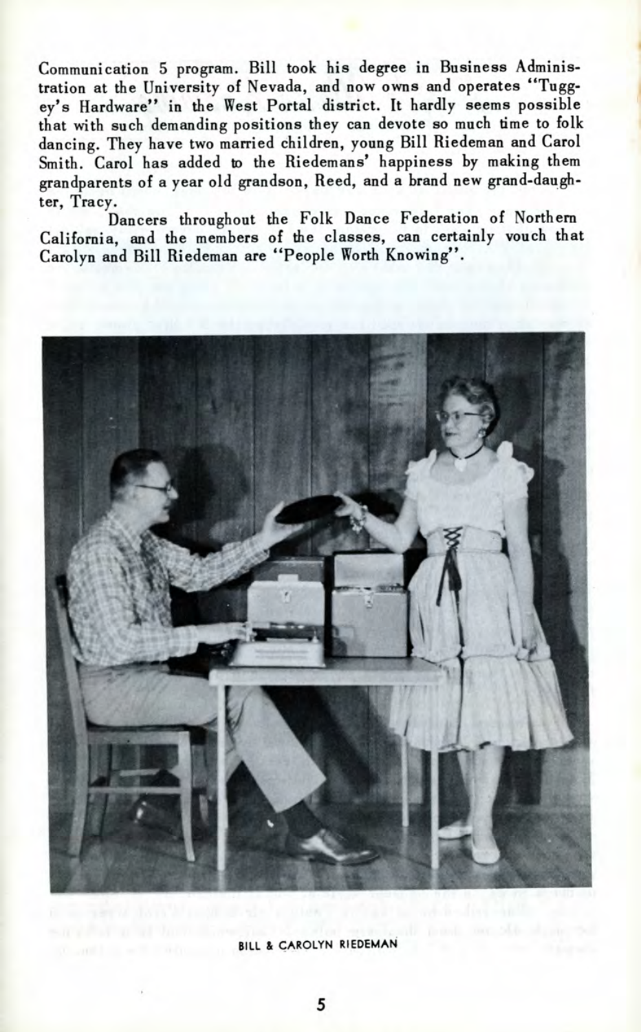Communication 5 program. Bill took his degree in Business Administration at the University of Nevada, and now owns and operates "Tuggey's Hardware" in the West Portal district. It hardly seems possible that with such demanding positions they can devote so much time to folk dancing. They have two married children, young Bill Riedeman and Carol Smith. Carol has added to the Riedemans' happiness by making them grandparents of a year old grandson, Reed, and a brand new grand-daughter, Tracy.

Dancers throughout the Folk Dance Federation of Northern California, and the members of the classes, can certainly vouch that Carolyn and Bill Riedeman are "People Worth Knowing".

BILL & CAROLYN RIEDEMAN